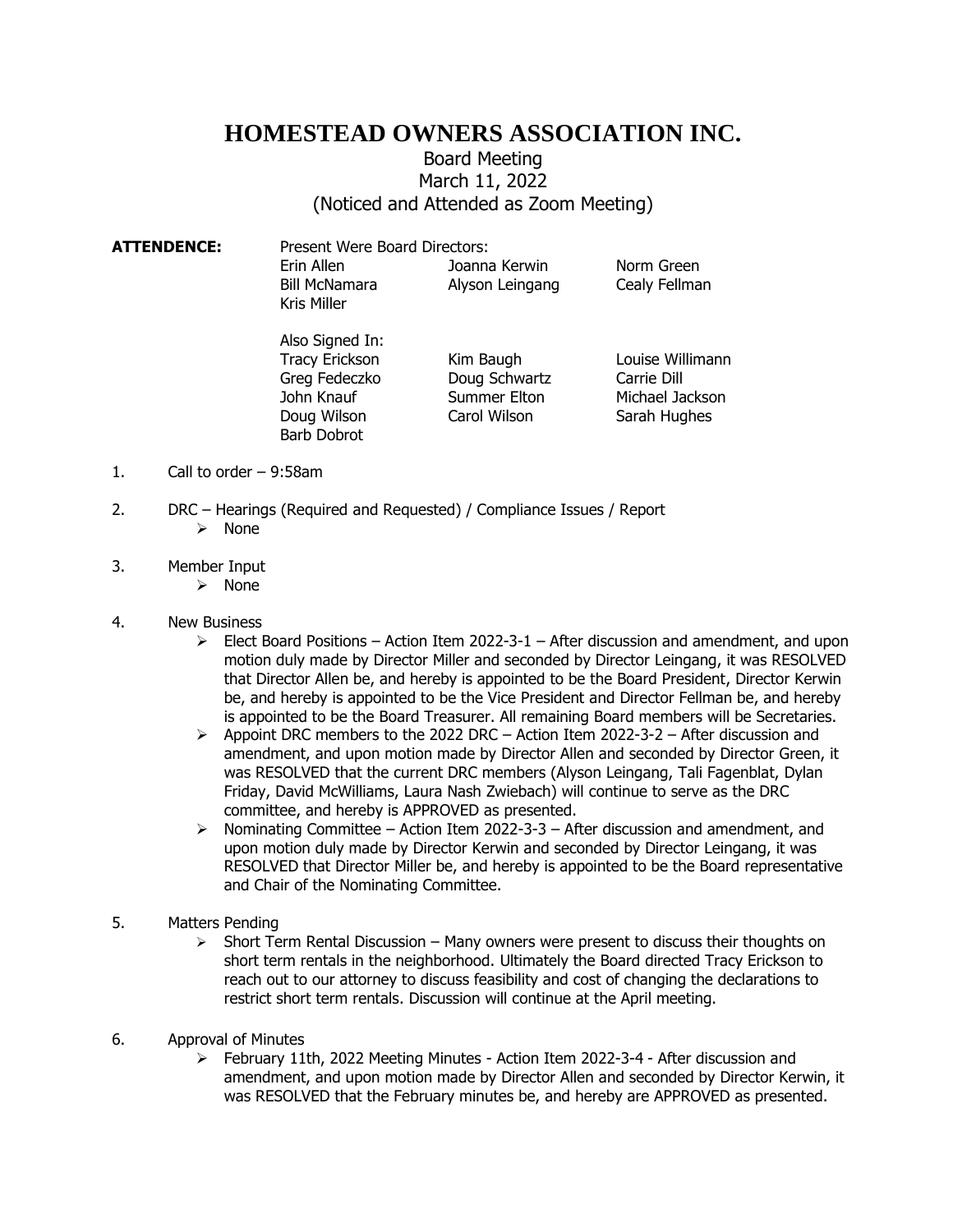# HOMESTEAD OWNERS ASSOCIATION INC.

Board Meeting
March 11, 2022
(Noticed and Attended as Zoom Meeting)

**ATTENDENCE:** Present Were Board Directors:

| | | |
|---|---|---|
| Erin Allen | Joanna Kerwin | Norm Green |
| Bill McNamara | Alyson Leingang | Cealy Fellman |
| Kris Miller | | |

Also Signed In:

| | | |
|---|---|---|
| Tracy Erickson | Kim Baugh | Louise Willimann |
| Greg Fedeczko | Doug Schwartz | Carrie Dill |
| John Knauf | Summer Elton | Michael Jackson |
| Doug Wilson | Carol Wilson | Sarah Hughes |
| Barb Dobrot | | |

1. Call to order – 9:58am

2. DRC – Hearings (Required and Requested) / Compliance Issues / Report
   - None

3. Member Input
   - None

4. New Business
   - Elect Board Positions – Action Item 2022-3-1 – After discussion and amendment, and upon motion duly made by Director Miller and seconded by Director Leingang, it was RESOLVED that Director Allen be, and hereby is appointed to be the Board President, Director Kerwin be, and hereby is appointed to be the Vice President and Director Fellman be, and hereby is appointed to be the Board Treasurer. All remaining Board members will be Secretaries.
   - Appoint DRC members to the 2022 DRC – Action Item 2022-3-2 – After discussion and amendment, and upon motion made by Director Allen and seconded by Director Green, it was RESOLVED that the current DRC members (Alyson Leingang, Tali Fagenblat, Dylan Friday, David McWilliams, Laura Nash Zwiebach) will continue to serve as the DRC committee, and hereby is APPROVED as presented.
   - Nominating Committee – Action Item 2022-3-3 – After discussion and amendment, and upon motion duly made by Director Kerwin and seconded by Director Leingang, it was RESOLVED that Director Miller be, and hereby is appointed to be the Board representative and Chair of the Nominating Committee.

5. Matters Pending
   - Short Term Rental Discussion – Many owners were present to discuss their thoughts on short term rentals in the neighborhood. Ultimately the Board directed Tracy Erickson to reach out to our attorney to discuss feasibility and cost of changing the declarations to restrict short term rentals. Discussion will continue at the April meeting.

6. Approval of Minutes
   - February 11th, 2022 Meeting Minutes - Action Item 2022-3-4 - After discussion and amendment, and upon motion made by Director Allen and seconded by Director Kerwin, it was RESOLVED that the February minutes be, and hereby are APPROVED as presented.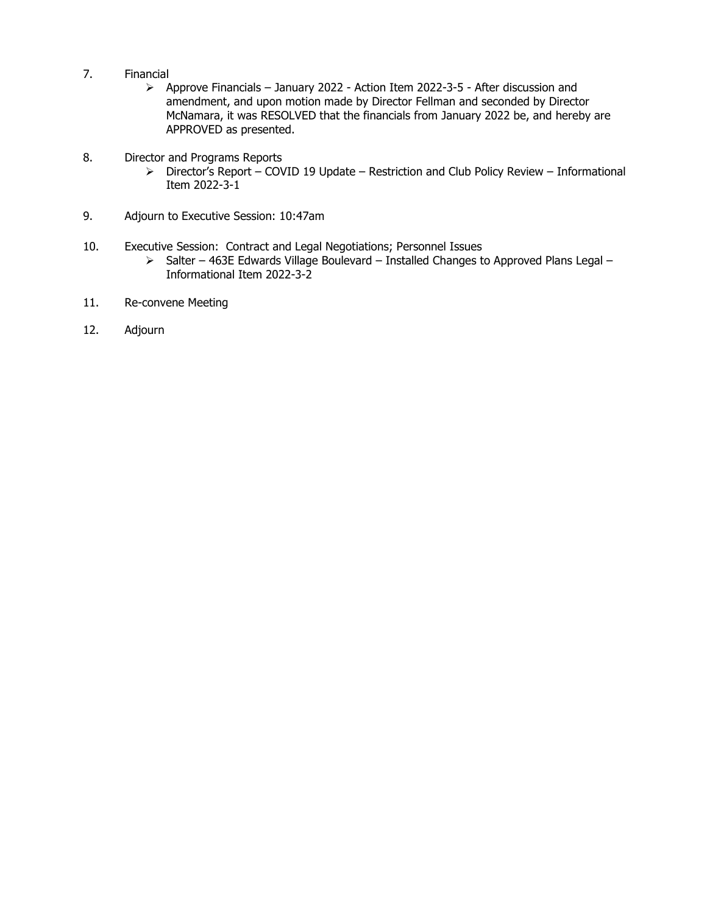7. Financial
   - ➢ Approve Financials – January 2022 - Action Item 2022-3-5 - After discussion and amendment, and upon motion made by Director Fellman and seconded by Director McNamara, it was RESOLVED that the financials from January 2022 be, and hereby are APPROVED as presented.

8. Director and Programs Reports
   - ➢ Director's Report – COVID 19 Update – Restriction and Club Policy Review – Informational Item 2022-3-1

9. Adjourn to Executive Session: 10:47am

10. Executive Session: Contract and Legal Negotiations; Personnel Issues
    - ➢ Salter – 463E Edwards Village Boulevard – Installed Changes to Approved Plans Legal – Informational Item 2022-3-2

11. Re-convene Meeting

12. Adjourn